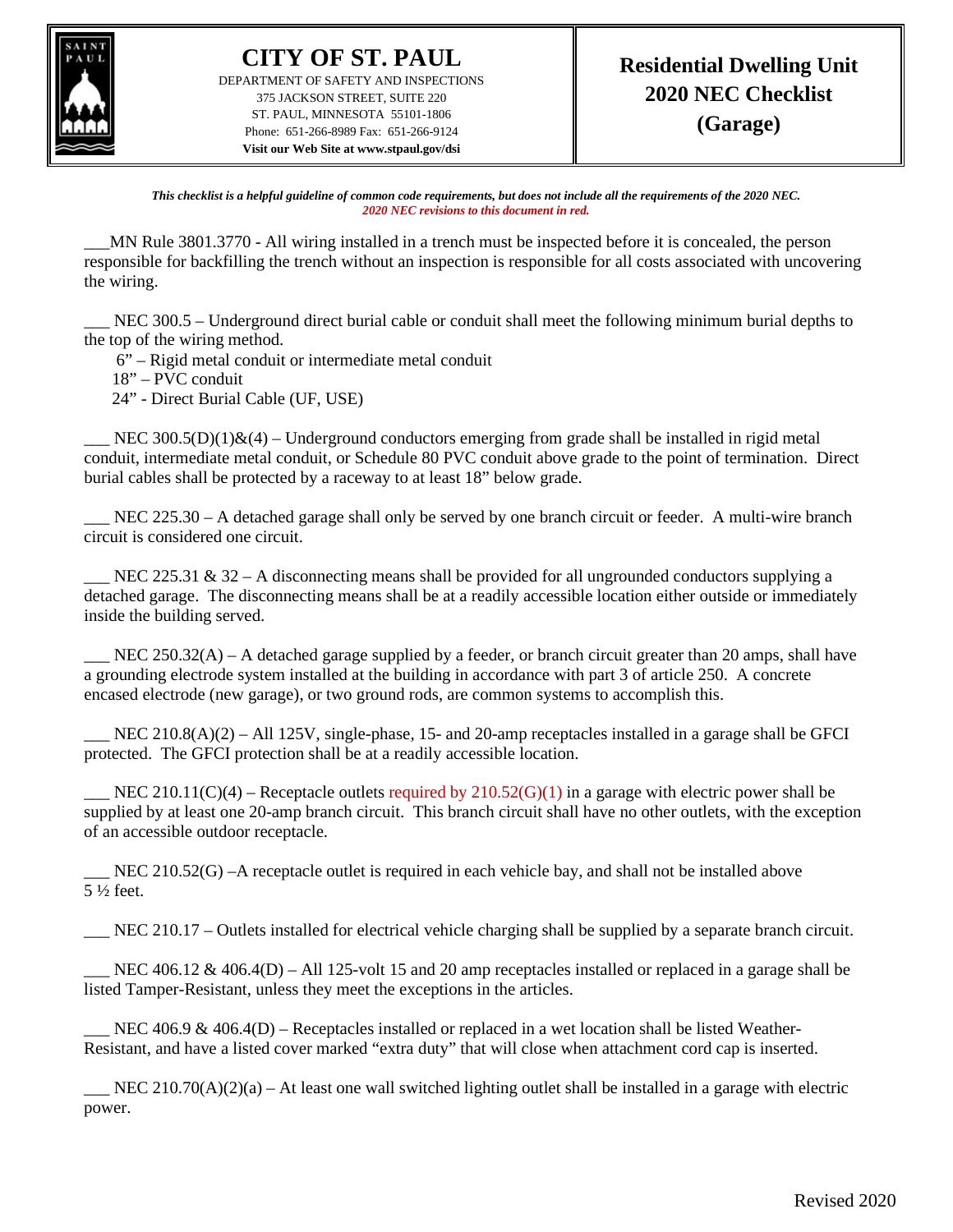# CITY OF ST. PAUL

DEPARTMENT OF SAFETY AND INSPECTIONS
375 JACKSON STREET, SUITE 220
ST. PAUL, MINNESOTA 55101-1806
Phone: 651-266-8989 Fax: 651-266-9124
**Visit our Web Site at www.stpaul.gov/dsi**

## Residential Dwelling Unit 2020 NEC Checklist (Garage)

***This checklist is a helpful guideline of common code requirements, but does not include all the requirements of the 2020 NEC.***
***2020 NEC revisions to this document in red.***

___MN Rule 3801.3770 - All wiring installed in a trench must be inspected before it is concealed, the person responsible for backfilling the trench without an inspection is responsible for all costs associated with uncovering the wiring.

___ NEC 300.5 – Underground direct burial cable or conduit shall meet the following minimum burial depths to the top of the wiring method.

6" – Rigid metal conduit or intermediate metal conduit
18" – PVC conduit
24" - Direct Burial Cable (UF, USE)

___ NEC 300.5(D)(1)&(4) – Underground conductors emerging from grade shall be installed in rigid metal conduit, intermediate metal conduit, or Schedule 80 PVC conduit above grade to the point of termination. Direct burial cables shall be protected by a raceway to at least 18" below grade.

___ NEC 225.30 – A detached garage shall only be served by one branch circuit or feeder. A multi-wire branch circuit is considered one circuit.

___ NEC 225.31 & 32 – A disconnecting means shall be provided for all ungrounded conductors supplying a detached garage. The disconnecting means shall be at a readily accessible location either outside or immediately inside the building served.

___ NEC 250.32(A) – A detached garage supplied by a feeder, or branch circuit greater than 20 amps, shall have a grounding electrode system installed at the building in accordance with part 3 of article 250. A concrete encased electrode (new garage), or two ground rods, are common systems to accomplish this.

___ NEC 210.8(A)(2) – All 125V, single-phase, 15- and 20-amp receptacles installed in a garage shall be GFCI protected. The GFCI protection shall be at a readily accessible location.

___ NEC 210.11(C)(4) – Receptacle outlets required by 210.52(G)(1) in a garage with electric power shall be supplied by at least one 20-amp branch circuit. This branch circuit shall have no other outlets, with the exception of an accessible outdoor receptacle.

___ NEC 210.52(G) –A receptacle outlet is required in each vehicle bay, and shall not be installed above 5 ½ feet.

___ NEC 210.17 – Outlets installed for electrical vehicle charging shall be supplied by a separate branch circuit.

___ NEC 406.12 & 406.4(D) – All 125-volt 15 and 20 amp receptacles installed or replaced in a garage shall be listed Tamper-Resistant, unless they meet the exceptions in the articles.

___ NEC 406.9 & 406.4(D) – Receptacles installed or replaced in a wet location shall be listed Weather-Resistant, and have a listed cover marked "extra duty" that will close when attachment cord cap is inserted.

___ NEC 210.70(A)(2)(a) – At least one wall switched lighting outlet shall be installed in a garage with electric power.

Revised 2020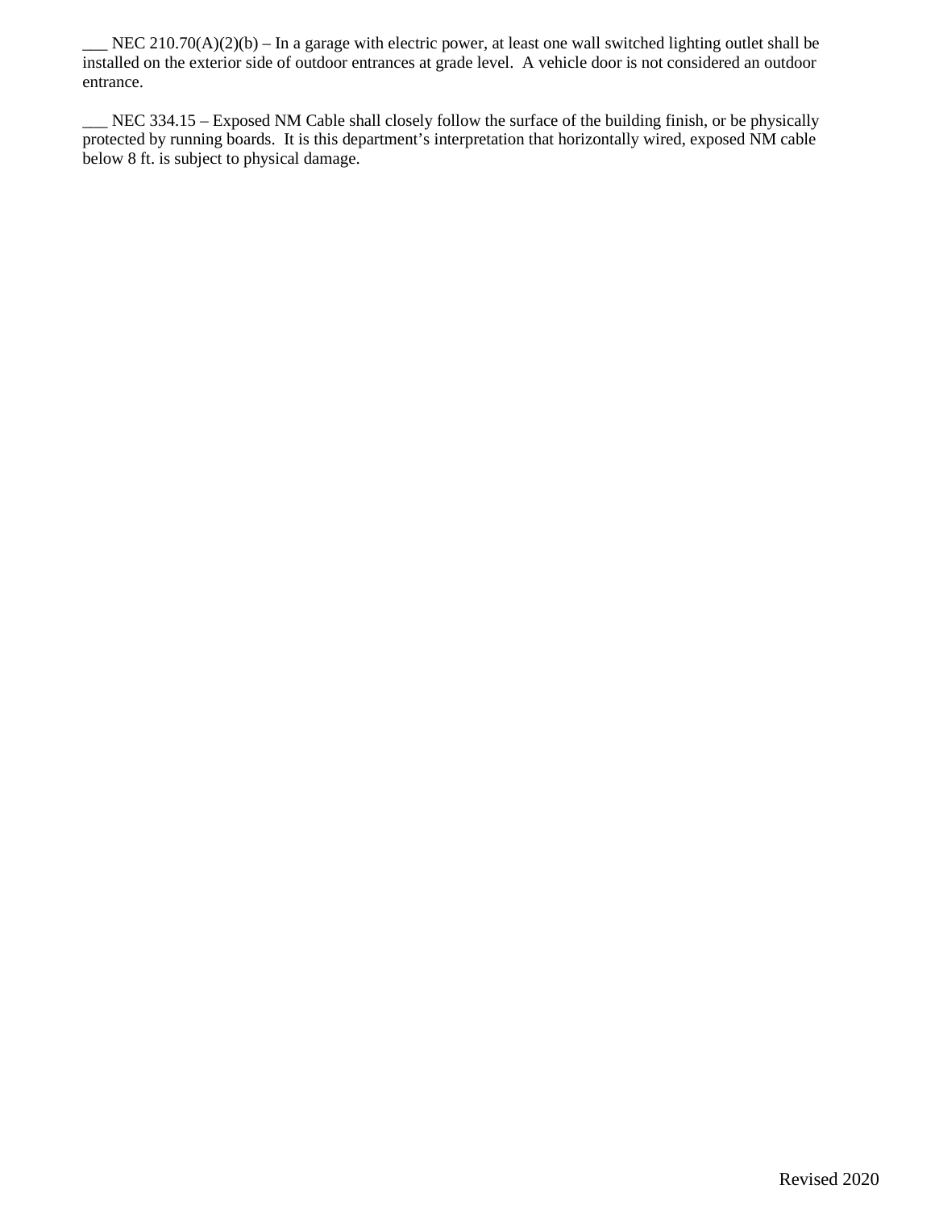___ NEC 210.70(A)(2)(b) – In a garage with electric power, at least one wall switched lighting outlet shall be installed on the exterior side of outdoor entrances at grade level. A vehicle door is not considered an outdoor entrance.

___ NEC 334.15 – Exposed NM Cable shall closely follow the surface of the building finish, or be physically protected by running boards. It is this department's interpretation that horizontally wired, exposed NM cable below 8 ft. is subject to physical damage.

Revised 2020